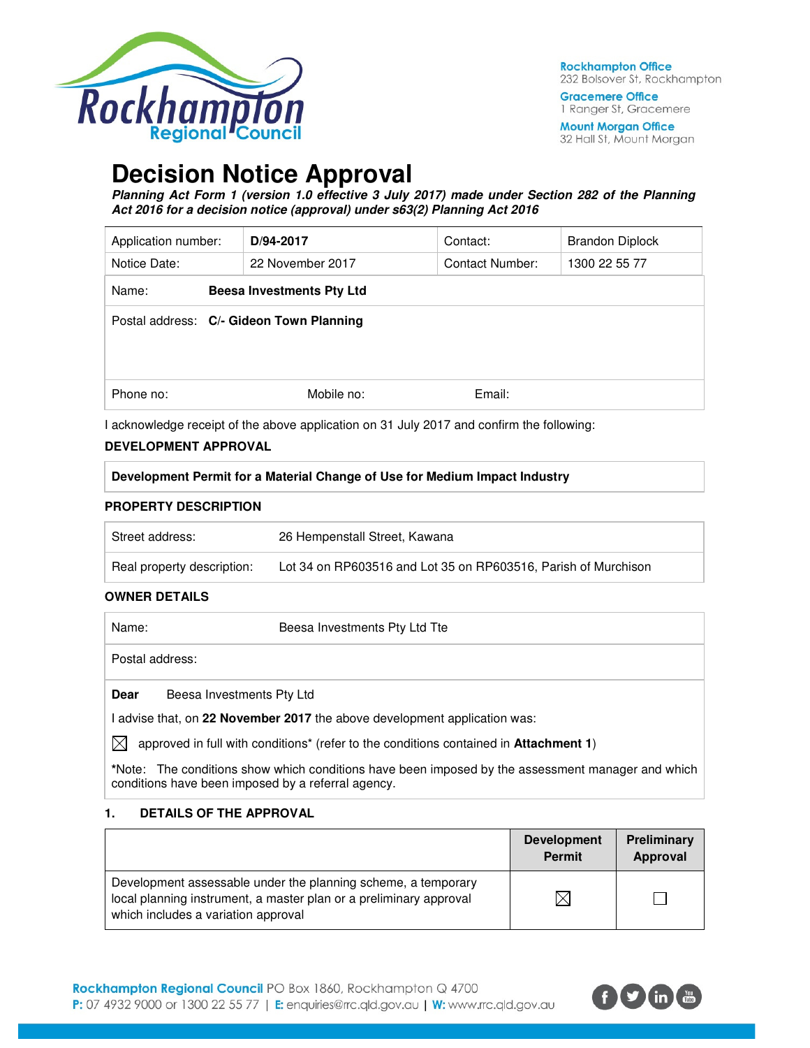Rockhampton Office
232 Bolsover St, Rockhampton

Gracemere Office
1 Ranger St, Gracemere

Mount Morgan Office
32 Hall St, Mount Morgan

# Decision Notice Approval

***Planning Act Form 1 (version 1.0 effective 3 July 2017) made under Section 282 of the Planning Act 2016 for a decision notice (approval) under s63(2) Planning Act 2016***

| Application number: | **D/94-2017** | Contact: | Brandon Diplock |
|---|---|---|---|
| Notice Date: | 22 November 2017 | Contact Number: | 1300 22 55 77 |

| | |
|---|---|
| Name: | **Beesa Investments Pty Ltd** |
| Postal address: | **C/- Gideon Town Planning** |
| Phone no: | Mobile no: Email: |

I acknowledge receipt of the above application on 31 July 2017 and confirm the following:

**DEVELOPMENT APPROVAL**

| **Development Permit for a Material Change of Use for Medium Impact Industry** |
|---|

**PROPERTY DESCRIPTION**

| | |
|---|---|
| Street address: | 26 Hempenstall Street, Kawana |
| Real property description: | Lot 34 on RP603516 and Lot 35 on RP603516, Parish of Murchison |

**OWNER DETAILS**

| | |
|---|---|
| Name: | Beesa Investments Pty Ltd Tte |
| Postal address: | |

**Dear** Beesa Investments Pty Ltd

I advise that, on **22 November 2017** the above development application was:

☒ approved in full with conditions* (refer to the conditions contained in **Attachment 1**)

***Note:** The conditions show which conditions have been imposed by the assessment manager and which conditions have been imposed by a referral agency.

**1. DETAILS OF THE APPROVAL**

| | **Development Permit** | **Preliminary Approval** |
|---|---|---|
| Development assessable under the planning scheme, a temporary local planning instrument, a master plan or a preliminary approval which includes a variation approval | ☒ | ☐ |

**Rockhampton Regional Council** PO Box 1860, Rockhampton Q 4700
**P:** 07 4932 9000 or 1300 22 55 77 | **E:** enquiries@rrc.qld.gov.au | **W:** www.rrc.qld.gov.au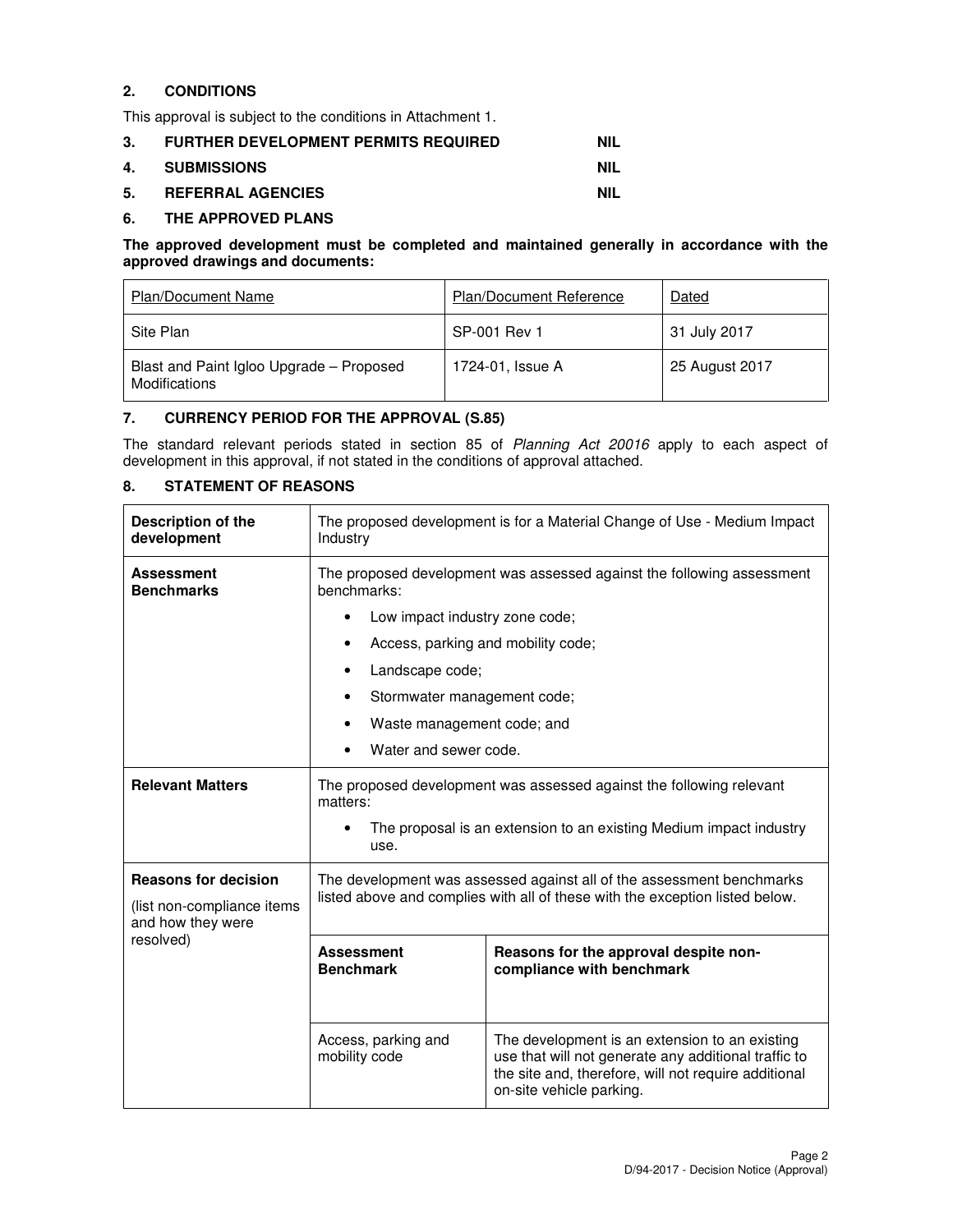## 2. CONDITIONS

This approval is subject to the conditions in Attachment 1.

## 3. FURTHER DEVELOPMENT PERMITS REQUIRED NIL

## 4. SUBMISSIONS NIL

## 5. REFERRAL AGENCIES NIL

## 6. THE APPROVED PLANS

**The approved development must be completed and maintained generally in accordance with the approved drawings and documents:**

| Plan/Document Name | Plan/Document Reference | Dated |
|---|---|---|
| Site Plan | SP-001 Rev 1 | 31 July 2017 |
| Blast and Paint Igloo Upgrade – Proposed Modifications | 1724-01, Issue A | 25 August 2017 |

## 7. CURRENCY PERIOD FOR THE APPROVAL (S.85)

The standard relevant periods stated in section 85 of *Planning Act 20016* apply to each aspect of development in this approval, if not stated in the conditions of approval attached.

## 8. STATEMENT OF REASONS

| | | |
|---|---|---|
| **Description of the development** | The proposed development is for a Material Change of Use - Medium Impact Industry | |
| **Assessment Benchmarks** | The proposed development was assessed against the following assessment benchmarks:<br>• Low impact industry zone code;<br>• Access, parking and mobility code;<br>• Landscape code;<br>• Stormwater management code;<br>• Waste management code; and<br>• Water and sewer code. | |
| **Relevant Matters** | The proposed development was assessed against the following relevant matters:<br>• The proposal is an extension to an existing Medium impact industry use. | |
| **Reasons for decision**<br>(list non-compliance items and how they were resolved) | The development was assessed against all of the assessment benchmarks listed above and complies with all of these with the exception listed below. | |
| | **Assessment Benchmark** | **Reasons for the approval despite non-compliance with benchmark** |
| | Access, parking and mobility code | The development is an extension to an existing use that will not generate any additional traffic to the site and, therefore, will not require additional on-site vehicle parking. |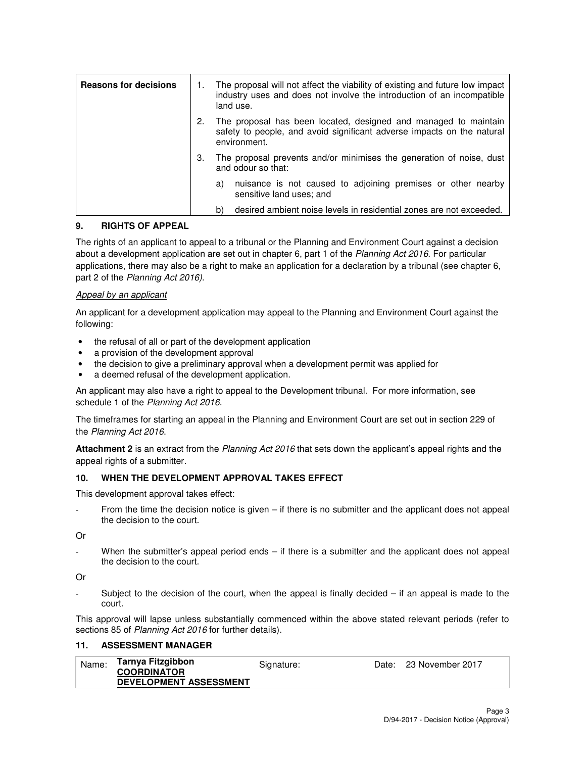| Reasons for decisions | 1. The proposal will not affect the viability of existing and future low impact industry uses and does not involve the introduction of an incompatible land use.<br>2. The proposal has been located, designed and managed to maintain safety to people, and avoid significant adverse impacts on the natural environment.<br>3. The proposal prevents and/or minimises the generation of noise, dust and odour so that:<br>a) nuisance is not caused to adjoining premises or other nearby sensitive land uses; and<br>b) desired ambient noise levels in residential zones are not exceeded. |
|---|---|

## 9. RIGHTS OF APPEAL

The rights of an applicant to appeal to a tribunal or the Planning and Environment Court against a decision about a development application are set out in chapter 6, part 1 of the *Planning Act 2016*. For particular applications, there may also be a right to make an application for a declaration by a tribunal (see chapter 6, part 2 of the *Planning Act 2016).*

*Appeal by an applicant*

An applicant for a development application may appeal to the Planning and Environment Court against the following:

- the refusal of all or part of the development application
- a provision of the development approval
- the decision to give a preliminary approval when a development permit was applied for
- a deemed refusal of the development application.

An applicant may also have a right to appeal to the Development tribunal. For more information, see schedule 1 of the *Planning Act 2016*.

The timeframes for starting an appeal in the Planning and Environment Court are set out in section 229 of the *Planning Act 2016*.

**Attachment 2** is an extract from the *Planning Act 2016* that sets down the applicant's appeal rights and the appeal rights of a submitter.

## 10. WHEN THE DEVELOPMENT APPROVAL TAKES EFFECT

This development approval takes effect:

- From the time the decision notice is given – if there is no submitter and the applicant does not appeal the decision to the court.

Or

- When the submitter's appeal period ends – if there is a submitter and the applicant does not appeal the decision to the court.

Or

- Subject to the decision of the court, when the appeal is finally decided – if an appeal is made to the court.

This approval will lapse unless substantially commenced within the above stated relevant periods (refer to sections 85 of *Planning Act 2016* for further details).

## 11. ASSESSMENT MANAGER

| Name: | **Tarnya Fitzgibbon**<br>**COORDINATOR DEVELOPMENT ASSESSMENT** | Signature: | | Date: | 23 November 2017 |
|---|---|---|---|---|---|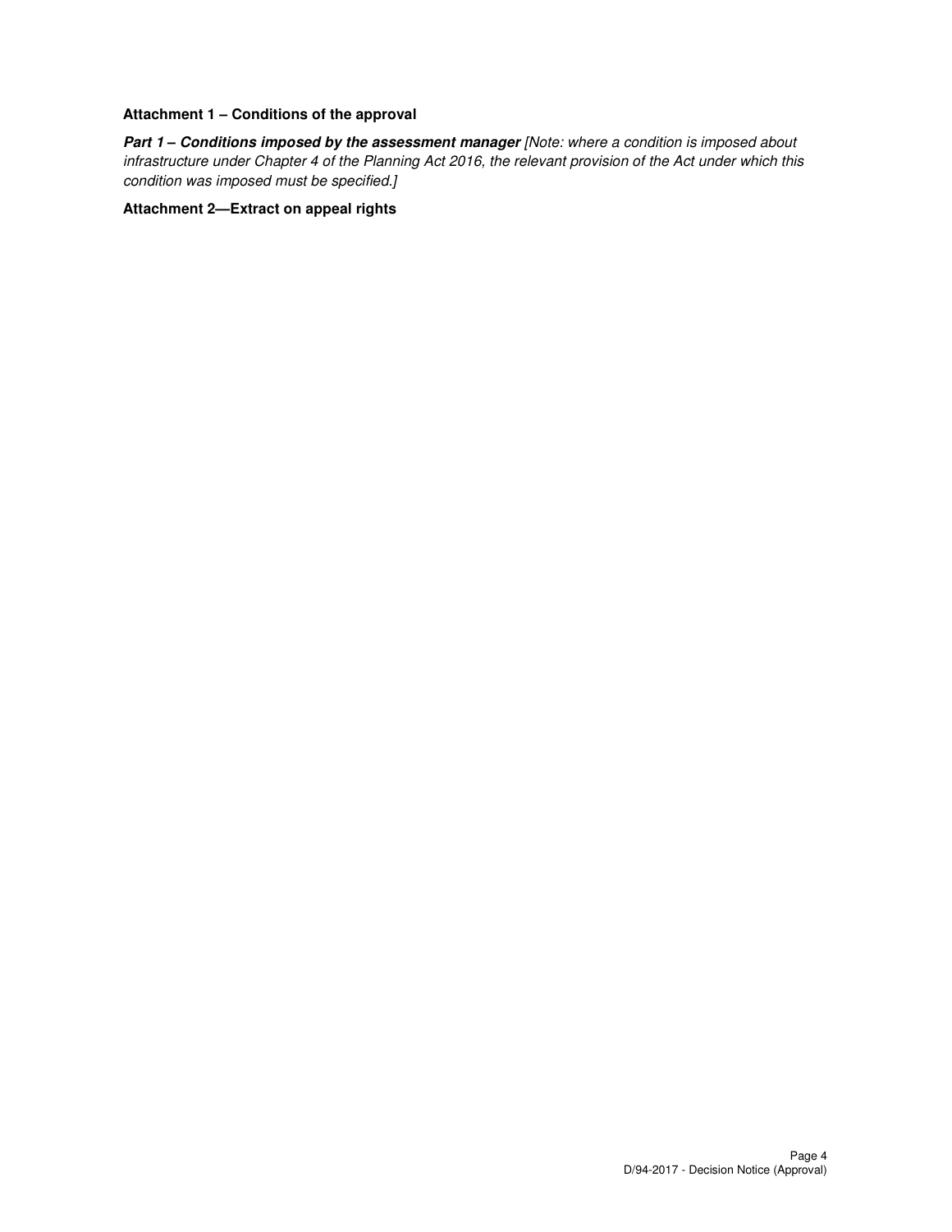**Attachment 1 – Conditions of the approval**

***Part 1 – Conditions imposed by the assessment manager*** *[Note: where a condition is imposed about infrastructure under Chapter 4 of the Planning Act 2016, the relevant provision of the Act under which this condition was imposed must be specified.]*

**Attachment 2—Extract on appeal rights**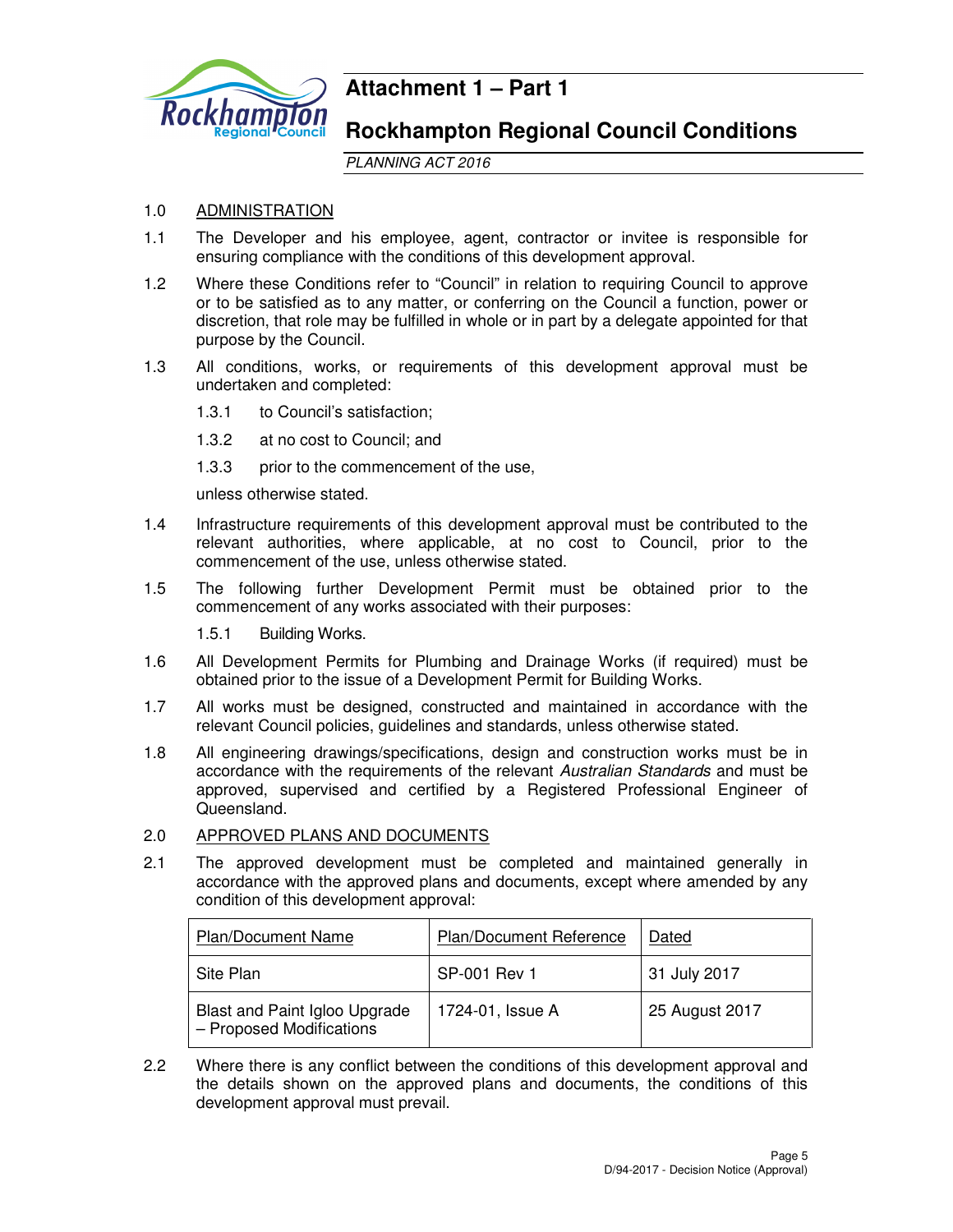# Attachment 1 – Part 1

## Rockhampton Regional Council Conditions

*PLANNING ACT 2016*

1.0 ADMINISTRATION

1.1 The Developer and his employee, agent, contractor or invitee is responsible for ensuring compliance with the conditions of this development approval.

1.2 Where these Conditions refer to "Council" in relation to requiring Council to approve or to be satisfied as to any matter, or conferring on the Council a function, power or discretion, that role may be fulfilled in whole or in part by a delegate appointed for that purpose by the Council.

1.3 All conditions, works, or requirements of this development approval must be undertaken and completed:

1.3.1 to Council's satisfaction;

1.3.2 at no cost to Council; and

1.3.3 prior to the commencement of the use,

unless otherwise stated.

1.4 Infrastructure requirements of this development approval must be contributed to the relevant authorities, where applicable, at no cost to Council, prior to the commencement of the use, unless otherwise stated.

1.5 The following further Development Permit must be obtained prior to the commencement of any works associated with their purposes:

1.5.1 Building Works.

1.6 All Development Permits for Plumbing and Drainage Works (if required) must be obtained prior to the issue of a Development Permit for Building Works.

1.7 All works must be designed, constructed and maintained in accordance with the relevant Council policies, guidelines and standards, unless otherwise stated.

1.8 All engineering drawings/specifications, design and construction works must be in accordance with the requirements of the relevant *Australian Standards* and must be approved, supervised and certified by a Registered Professional Engineer of Queensland.

2.0 APPROVED PLANS AND DOCUMENTS

2.1 The approved development must be completed and maintained generally in accordance with the approved plans and documents, except where amended by any condition of this development approval:

| Plan/Document Name | Plan/Document Reference | Dated |
|---|---|---|
| Site Plan | SP-001 Rev 1 | 31 July 2017 |
| Blast and Paint Igloo Upgrade – Proposed Modifications | 1724-01, Issue A | 25 August 2017 |

2.2 Where there is any conflict between the conditions of this development approval and the details shown on the approved plans and documents, the conditions of this development approval must prevail.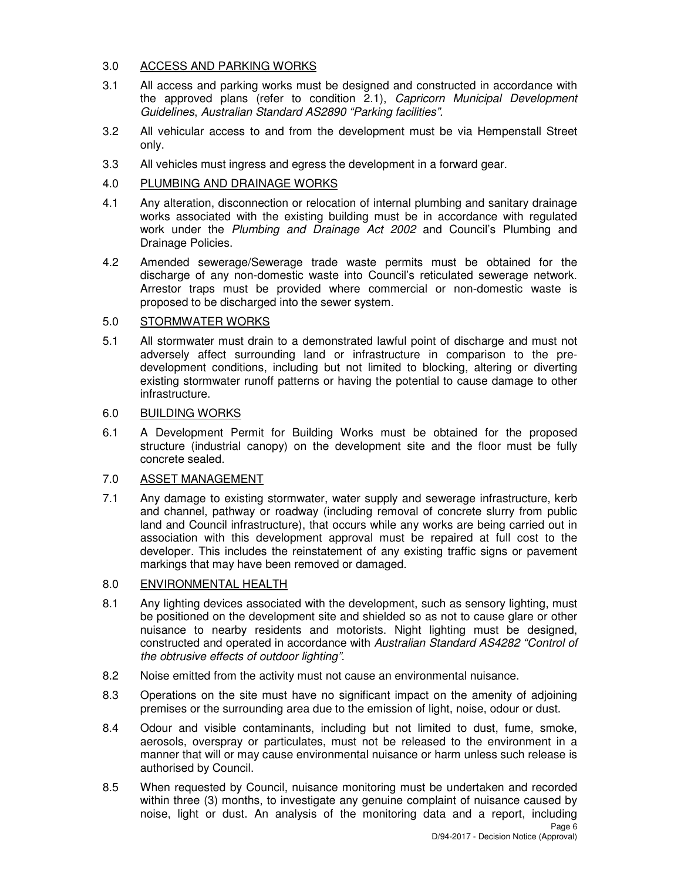## 3.0 ACCESS AND PARKING WORKS

3.1 All access and parking works must be designed and constructed in accordance with the approved plans (refer to condition 2.1), *Capricorn Municipal Development Guidelines*, *Australian Standard AS2890 "Parking facilities"*.

3.2 All vehicular access to and from the development must be via Hempenstall Street only.

3.3 All vehicles must ingress and egress the development in a forward gear.

## 4.0 PLUMBING AND DRAINAGE WORKS

4.1 Any alteration, disconnection or relocation of internal plumbing and sanitary drainage works associated with the existing building must be in accordance with regulated work under the *Plumbing and Drainage Act 2002* and Council's Plumbing and Drainage Policies.

4.2 Amended sewerage/Sewerage trade waste permits must be obtained for the discharge of any non-domestic waste into Council's reticulated sewerage network. Arrestor traps must be provided where commercial or non-domestic waste is proposed to be discharged into the sewer system.

## 5.0 STORMWATER WORKS

5.1 All stormwater must drain to a demonstrated lawful point of discharge and must not adversely affect surrounding land or infrastructure in comparison to the pre-development conditions, including but not limited to blocking, altering or diverting existing stormwater runoff patterns or having the potential to cause damage to other infrastructure.

## 6.0 BUILDING WORKS

6.1 A Development Permit for Building Works must be obtained for the proposed structure (industrial canopy) on the development site and the floor must be fully concrete sealed.

## 7.0 ASSET MANAGEMENT

7.1 Any damage to existing stormwater, water supply and sewerage infrastructure, kerb and channel, pathway or roadway (including removal of concrete slurry from public land and Council infrastructure), that occurs while any works are being carried out in association with this development approval must be repaired at full cost to the developer. This includes the reinstatement of any existing traffic signs or pavement markings that may have been removed or damaged.

## 8.0 ENVIRONMENTAL HEALTH

8.1 Any lighting devices associated with the development, such as sensory lighting, must be positioned on the development site and shielded so as not to cause glare or other nuisance to nearby residents and motorists. Night lighting must be designed, constructed and operated in accordance with *Australian Standard AS4282 "Control of the obtrusive effects of outdoor lighting"*.

8.2 Noise emitted from the activity must not cause an environmental nuisance.

8.3 Operations on the site must have no significant impact on the amenity of adjoining premises or the surrounding area due to the emission of light, noise, odour or dust.

8.4 Odour and visible contaminants, including but not limited to dust, fume, smoke, aerosols, overspray or particulates, must not be released to the environment in a manner that will or may cause environmental nuisance or harm unless such release is authorised by Council.

8.5 When requested by Council, nuisance monitoring must be undertaken and recorded within three (3) months, to investigate any genuine complaint of nuisance caused by noise, light or dust. An analysis of the monitoring data and a report, including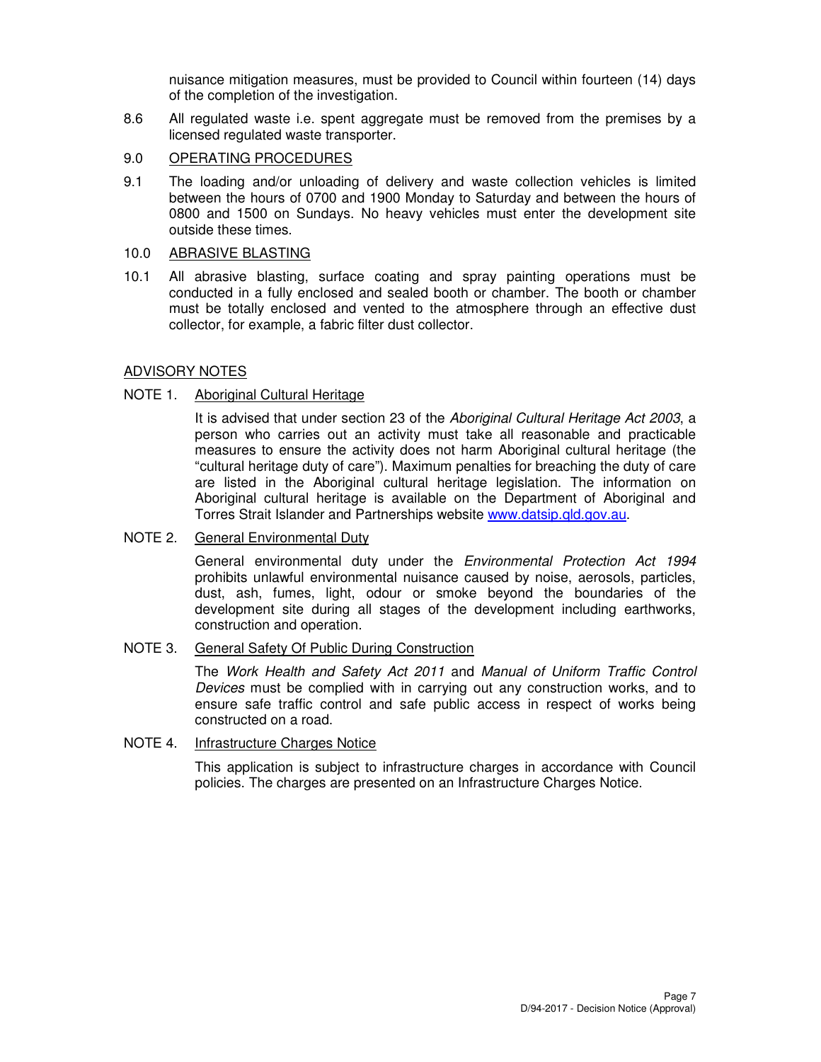nuisance mitigation measures, must be provided to Council within fourteen (14) days of the completion of the investigation.

8.6 All regulated waste i.e. spent aggregate must be removed from the premises by a licensed regulated waste transporter.

9.0 OPERATING PROCEDURES

9.1 The loading and/or unloading of delivery and waste collection vehicles is limited between the hours of 0700 and 1900 Monday to Saturday and between the hours of 0800 and 1500 on Sundays. No heavy vehicles must enter the development site outside these times.

10.0 ABRASIVE BLASTING

10.1 All abrasive blasting, surface coating and spray painting operations must be conducted in a fully enclosed and sealed booth or chamber. The booth or chamber must be totally enclosed and vented to the atmosphere through an effective dust collector, for example, a fabric filter dust collector.

## ADVISORY NOTES

NOTE 1. Aboriginal Cultural Heritage

It is advised that under section 23 of the *Aboriginal Cultural Heritage Act 2003*, a person who carries out an activity must take all reasonable and practicable measures to ensure the activity does not harm Aboriginal cultural heritage (the "cultural heritage duty of care"). Maximum penalties for breaching the duty of care are listed in the Aboriginal cultural heritage legislation. The information on Aboriginal cultural heritage is available on the Department of Aboriginal and Torres Strait Islander and Partnerships website www.datsip.qld.gov.au.

NOTE 2. General Environmental Duty

General environmental duty under the *Environmental Protection Act 1994* prohibits unlawful environmental nuisance caused by noise, aerosols, particles, dust, ash, fumes, light, odour or smoke beyond the boundaries of the development site during all stages of the development including earthworks, construction and operation.

NOTE 3. General Safety Of Public During Construction

The *Work Health and Safety Act 2011* and *Manual of Uniform Traffic Control Devices* must be complied with in carrying out any construction works, and to ensure safe traffic control and safe public access in respect of works being constructed on a road.

NOTE 4. Infrastructure Charges Notice

This application is subject to infrastructure charges in accordance with Council policies. The charges are presented on an Infrastructure Charges Notice.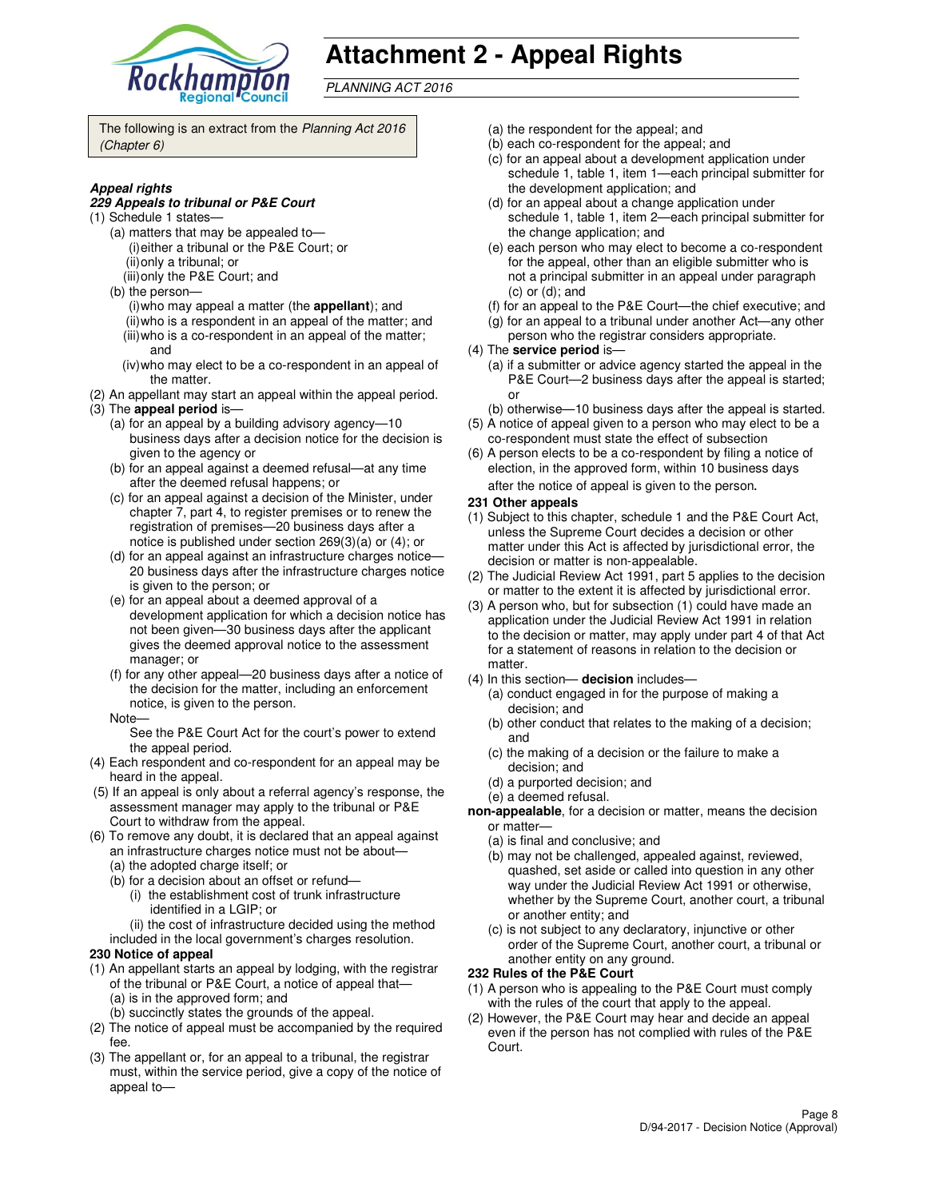# Attachment 2 - Appeal Rights

*PLANNING ACT 2016*

The following is an extract from the *Planning Act 2016 (Chapter 6)*

***Appeal rights***

***229 Appeals to tribunal or P&E Court***

(1) Schedule 1 states—
  - (a) matters that may be appealed to—
    - (i) either a tribunal or the P&E Court; or
    - (ii) only a tribunal; or
    - (iii) only the P&E Court; and
  - (b) the person—
    - (i) who may appeal a matter (the **appellant**); and
    - (ii) who is a respondent in an appeal of the matter; and
    - (iii) who is a co-respondent in an appeal of the matter; and
    - (iv) who may elect to be a co-respondent in an appeal of the matter.

(2) An appellant may start an appeal within the appeal period.

(3) The **appeal period** is—
  - (a) for an appeal by a building advisory agency—10 business days after a decision notice for the decision is given to the agency or
  - (b) for an appeal against a deemed refusal—at any time after the deemed refusal happens; or
  - (c) for an appeal against a decision of the Minister, under chapter 7, part 4, to register premises or to renew the registration of premises—20 business days after a notice is published under section 269(3)(a) or (4); or
  - (d) for an appeal against an infrastructure charges notice—20 business days after the infrastructure charges notice is given to the person; or
  - (e) for an appeal about a deemed approval of a development application for which a decision notice has not been given—30 business days after the applicant gives the deemed approval notice to the assessment manager; or
  - (f) for any other appeal—20 business days after a notice of the decision for the matter, including an enforcement notice, is given to the person.

  Note—
  See the P&E Court Act for the court's power to extend the appeal period.

(4) Each respondent and co-respondent for an appeal may be heard in the appeal.

(5) If an appeal is only about a referral agency's response, the assessment manager may apply to the tribunal or P&E Court to withdraw from the appeal.

(6) To remove any doubt, it is declared that an appeal against an infrastructure charges notice must not be about—
  - (a) the adopted charge itself; or
  - (b) for a decision about an offset or refund—
    - (i) the establishment cost of trunk infrastructure identified in a LGIP; or
    - (ii) the cost of infrastructure decided using the method

  included in the local government's charges resolution.

**230 Notice of appeal**

(1) An appellant starts an appeal by lodging, with the registrar of the tribunal or P&E Court, a notice of appeal that—
  - (a) is in the approved form; and
  - (b) succinctly states the grounds of the appeal.

(2) The notice of appeal must be accompanied by the required fee.

(3) The appellant or, for an appeal to a tribunal, the registrar must, within the service period, give a copy of the notice of appeal to—
  - (a) the respondent for the appeal; and
  - (b) each co-respondent for the appeal; and
  - (c) for an appeal about a development application under schedule 1, table 1, item 1—each principal submitter for the development application; and
  - (d) for an appeal about a change application under schedule 1, table 1, item 2—each principal submitter for the change application; and
  - (e) each person who may elect to become a co-respondent for the appeal, other than an eligible submitter who is not a principal submitter in an appeal under paragraph (c) or (d); and
  - (f) for an appeal to the P&E Court—the chief executive; and
  - (g) for an appeal to a tribunal under another Act—any other person who the registrar considers appropriate.

(4) The **service period** is—
  - (a) if a submitter or advice agency started the appeal in the P&E Court—2 business days after the appeal is started; or
  - (b) otherwise—10 business days after the appeal is started.

(5) A notice of appeal given to a person who may elect to be a co-respondent must state the effect of subsection

(6) A person elects to be a co-respondent by filing a notice of election, in the approved form, within 10 business days after the notice of appeal is given to the person.

**231 Other appeals**

(1) Subject to this chapter, schedule 1 and the P&E Court Act, unless the Supreme Court decides a decision or other matter under this Act is affected by jurisdictional error, the decision or matter is non-appealable.

(2) The Judicial Review Act 1991, part 5 applies to the decision or matter to the extent it is affected by jurisdictional error.

(3) A person who, but for subsection (1) could have made an application under the Judicial Review Act 1991 in relation to the decision or matter, may apply under part 4 of that Act for a statement of reasons in relation to the decision or matter.

(4) In this section— **decision** includes—
  - (a) conduct engaged in for the purpose of making a decision; and
  - (b) other conduct that relates to the making of a decision; and
  - (c) the making of a decision or the failure to make a decision; and
  - (d) a purported decision; and
  - (e) a deemed refusal.

**non-appealable**, for a decision or matter, means the decision or matter—
  - (a) is final and conclusive; and
  - (b) may not be challenged, appealed against, reviewed, quashed, set aside or called into question in any other way under the Judicial Review Act 1991 or otherwise, whether by the Supreme Court, another court, a tribunal or another entity; and
  - (c) is not subject to any declaratory, injunctive or other order of the Supreme Court, another court, a tribunal or another entity on any ground.

**232 Rules of the P&E Court**

(1) A person who is appealing to the P&E Court must comply with the rules of the court that apply to the appeal.

(2) However, the P&E Court may hear and decide an appeal even if the person has not complied with rules of the P&E Court.

D/94-2017 - Decision Notice (Approval)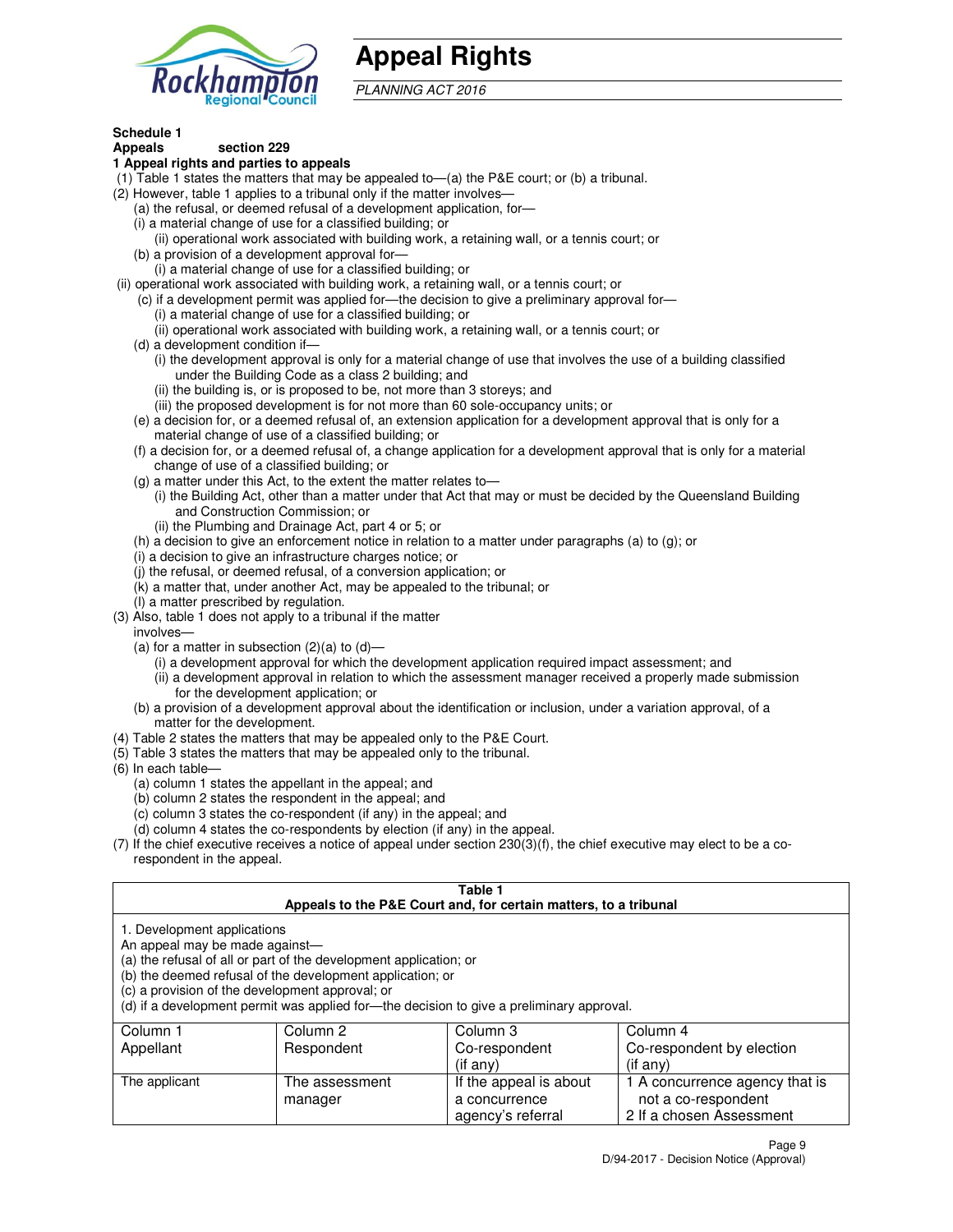# Appeal Rights

*PLANNING ACT 2016*

**Schedule 1**
**Appeals** **section 229**

**1 Appeal rights and parties to appeals**

(1) Table 1 states the matters that may be appealed to—(a) the P&E court; or (b) a tribunal.

(2) However, table 1 applies to a tribunal only if the matter involves—

(a) the refusal, or deemed refusal of a development application, for—

(i) a material change of use for a classified building; or

(ii) operational work associated with building work, a retaining wall, or a tennis court; or

(b) a provision of a development approval for—

(i) a material change of use for a classified building; or

(ii) operational work associated with building work, a retaining wall, or a tennis court; or

(c) if a development permit was applied for—the decision to give a preliminary approval for—

(i) a material change of use for a classified building; or

(ii) operational work associated with building work, a retaining wall, or a tennis court; or

(d) a development condition if—

(i) the development approval is only for a material change of use that involves the use of a building classified under the Building Code as a class 2 building; and

(ii) the building is, or is proposed to be, not more than 3 storeys; and

(iii) the proposed development is for not more than 60 sole-occupancy units; or

(e) a decision for, or a deemed refusal of, an extension application for a development approval that is only for a material change of use of a classified building; or

(f) a decision for, or a deemed refusal of, a change application for a development approval that is only for a material change of use of a classified building; or

(g) a matter under this Act, to the extent the matter relates to—

(i) the Building Act, other than a matter under that Act that may or must be decided by the Queensland Building and Construction Commission; or

(ii) the Plumbing and Drainage Act, part 4 or 5; or

(h) a decision to give an enforcement notice in relation to a matter under paragraphs (a) to (g); or

(i) a decision to give an infrastructure charges notice; or

(j) the refusal, or deemed refusal, of a conversion application; or

(k) a matter that, under another Act, may be appealed to the tribunal; or

(l) a matter prescribed by regulation.

(3) Also, table 1 does not apply to a tribunal if the matter involves—

(a) for a matter in subsection (2)(a) to (d)—

(i) a development approval for which the development application required impact assessment; and

(ii) a development approval in relation to which the assessment manager received a properly made submission for the development application; or

(b) a provision of a development approval about the identification or inclusion, under a variation approval, of a matter for the development.

(4) Table 2 states the matters that may be appealed only to the P&E Court.

(5) Table 3 states the matters that may be appealed only to the tribunal.

(6) In each table—

(a) column 1 states the appellant in the appeal; and

(b) column 2 states the respondent in the appeal; and

(c) column 3 states the co-respondent (if any) in the appeal; and

(d) column 4 states the co-respondents by election (if any) in the appeal.

(7) If the chief executive receives a notice of appeal under section 230(3)(f), the chief executive may elect to be a co-respondent in the appeal.

**Table 1**
**Appeals to the P&E Court and, for certain matters, to a tribunal**

1. Development applications

An appeal may be made against—

(a) the refusal of all or part of the development application; or

(b) the deemed refusal of the development application; or

(c) a provision of the development approval; or

(d) if a development permit was applied for—the decision to give a preliminary approval.

| Column 1<br>Appellant | Column 2<br>Respondent | Column 3<br>Co-respondent<br>(if any) | Column 4<br>Co-respondent by election<br>(if any) |
|---|---|---|---|
| The applicant | The assessment manager | If the appeal is about a concurrence agency's referral | 1 A concurrence agency that is not a co-respondent<br>2 If a chosen Assessment |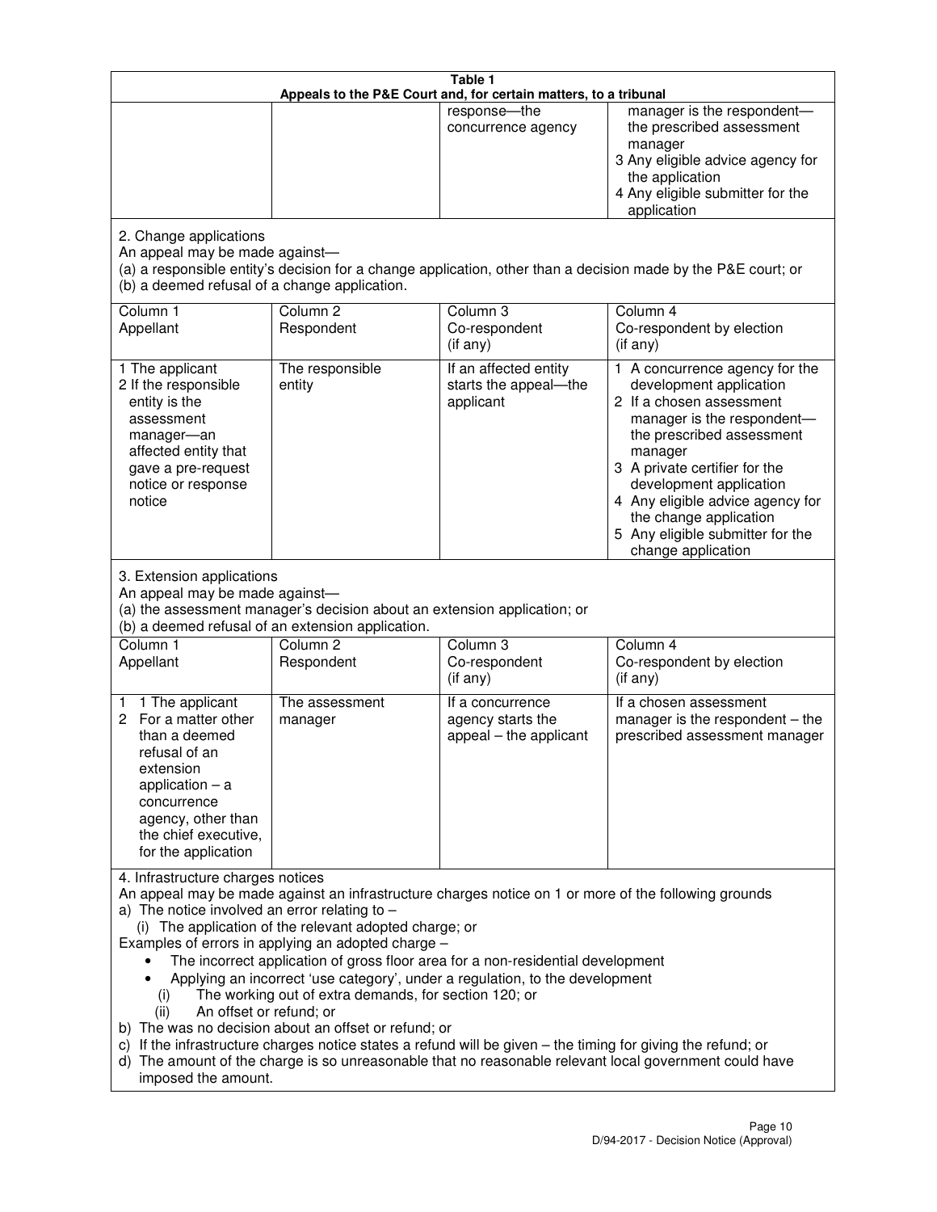| Table 1 | | | |
|---|---|---|---|
| Appeals to the P&E Court and, for certain matters, to a tribunal | | | |
| | | response—the concurrence agency | manager is the respondent—the prescribed assessment manager<br>3 Any eligible advice agency for the application<br>4 Any eligible submitter for the application |

2. Change applications

An appeal may be made against—

(a) a responsible entity's decision for a change application, other than a decision made by the P&E court; or

(b) a deemed refusal of a change application.

| Column 1<br>Appellant | Column 2<br>Respondent | Column 3<br>Co-respondent<br>(if any) | Column 4<br>Co-respondent by election<br>(if any) |
|---|---|---|---|
| 1 The applicant<br>2 If the responsible entity is the assessment manager—an affected entity that gave a pre-request notice or response notice | The responsible entity | If an affected entity starts the appeal—the applicant | 1 A concurrence agency for the development application<br>2 If a chosen assessment manager is the respondent—the prescribed assessment manager<br>3 A private certifier for the development application<br>4 Any eligible advice agency for the change application<br>5 Any eligible submitter for the change application |

3. Extension applications

An appeal may be made against—

(a) the assessment manager's decision about an extension application; or

(b) a deemed refusal of an extension application.

| Column 1<br>Appellant | Column 2<br>Respondent | Column 3<br>Co-respondent<br>(if any) | Column 4<br>Co-respondent by election<br>(if any) |
|---|---|---|---|
| 1 1 The applicant<br>2 For a matter other than a deemed refusal of an extension application – a concurrence agency, other than the chief executive, for the application | The assessment manager | If a concurrence agency starts the appeal – the applicant | If a chosen assessment manager is the respondent – the prescribed assessment manager |

4. Infrastructure charges notices

An appeal may be made against an infrastructure charges notice on 1 or more of the following grounds

a) The notice involved an error relating to –
   (i) The application of the relevant adopted charge; or

Examples of errors in applying an adopted charge –

- The incorrect application of gross floor area for a non-residential development
- Applying an incorrect 'use category', under a regulation, to the development

   (i) The working out of extra demands, for section 120; or
   (ii) An offset or refund; or

b) The was no decision about an offset or refund; or

c) If the infrastructure charges notice states a refund will be given – the timing for giving the refund; or

d) The amount of the charge is so unreasonable that no reasonable relevant local government could have imposed the amount.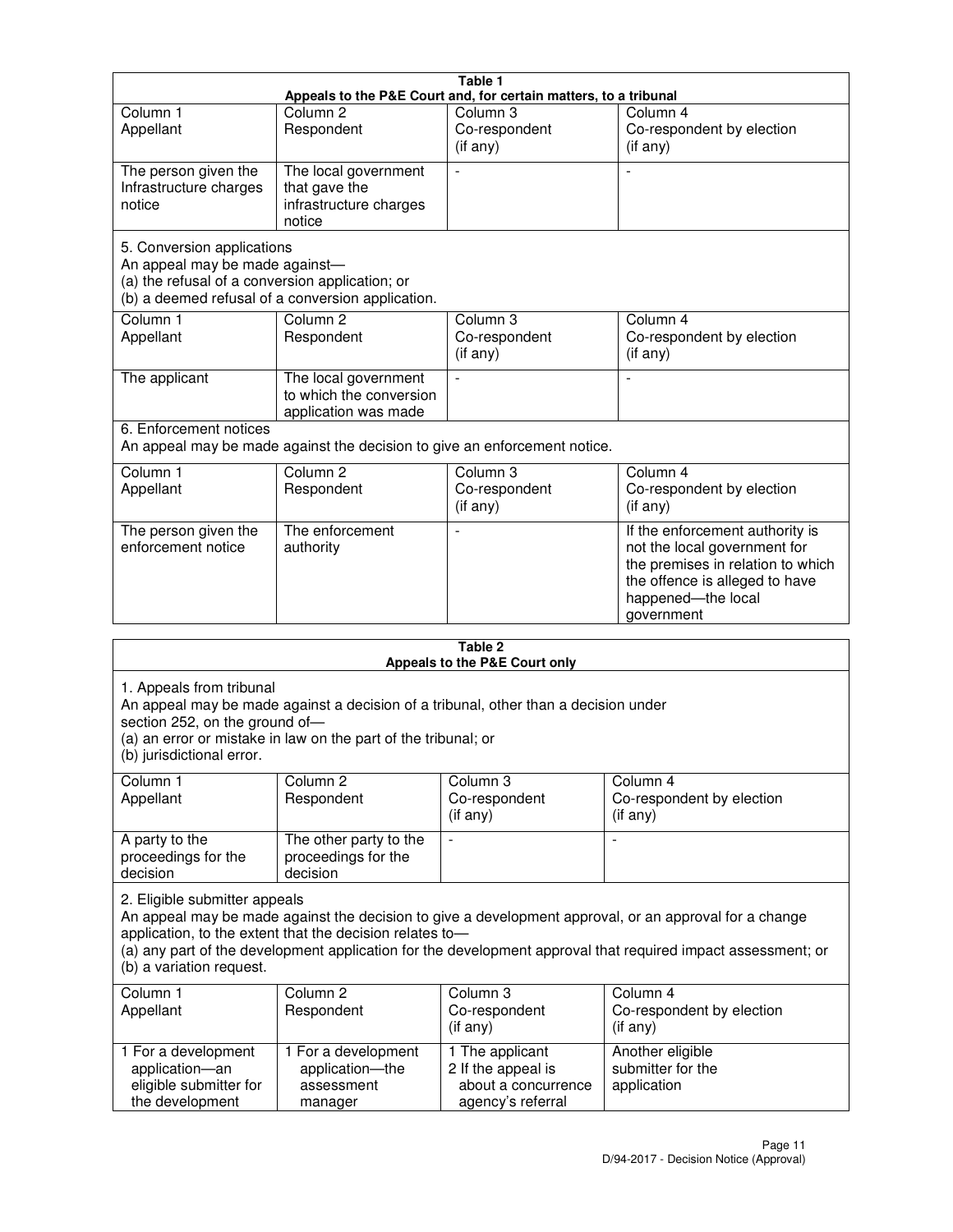**Table 1**
**Appeals to the P&E Court and, for certain matters, to a tribunal**

| Column 1 Appellant | Column 2 Respondent | Column 3 Co-respondent (if any) | Column 4 Co-respondent by election (if any) |
|---|---|---|---|
| The person given the Infrastructure charges notice | The local government that gave the infrastructure charges notice | - | - |

5. Conversion applications
An appeal may be made against—
(a) the refusal of a conversion application; or
(b) a deemed refusal of a conversion application.

| Column 1 Appellant | Column 2 Respondent | Column 3 Co-respondent (if any) | Column 4 Co-respondent by election (if any) |
|---|---|---|---|
| The applicant | The local government to which the conversion application was made | - | - |

6. Enforcement notices
An appeal may be made against the decision to give an enforcement notice.

| Column 1 Appellant | Column 2 Respondent | Column 3 Co-respondent (if any) | Column 4 Co-respondent by election (if any) |
|---|---|---|---|
| The person given the enforcement notice | The enforcement authority | - | If the enforcement authority is not the local government for the premises in relation to which the offence is alleged to have happened—the local government |

**Table 2**
**Appeals to the P&E Court only**

1. Appeals from tribunal
An appeal may be made against a decision of a tribunal, other than a decision under section 252, on the ground of—
(a) an error or mistake in law on the part of the tribunal; or
(b) jurisdictional error.

| Column 1 Appellant | Column 2 Respondent | Column 3 Co-respondent (if any) | Column 4 Co-respondent by election (if any) |
|---|---|---|---|
| A party to the proceedings for the decision | The other party to the proceedings for the decision | - | - |

2. Eligible submitter appeals
An appeal may be made against the decision to give a development approval, or an approval for a change application, to the extent that the decision relates to—
(a) any part of the development application for the development approval that required impact assessment; or
(b) a variation request.

| Column 1 Appellant | Column 2 Respondent | Column 3 Co-respondent (if any) | Column 4 Co-respondent by election (if any) |
|---|---|---|---|
| 1 For a development application—an eligible submitter for the development | 1 For a development application—the assessment manager | 1 The applicant<br>2 If the appeal is about a concurrence agency's referral | Another eligible submitter for the application |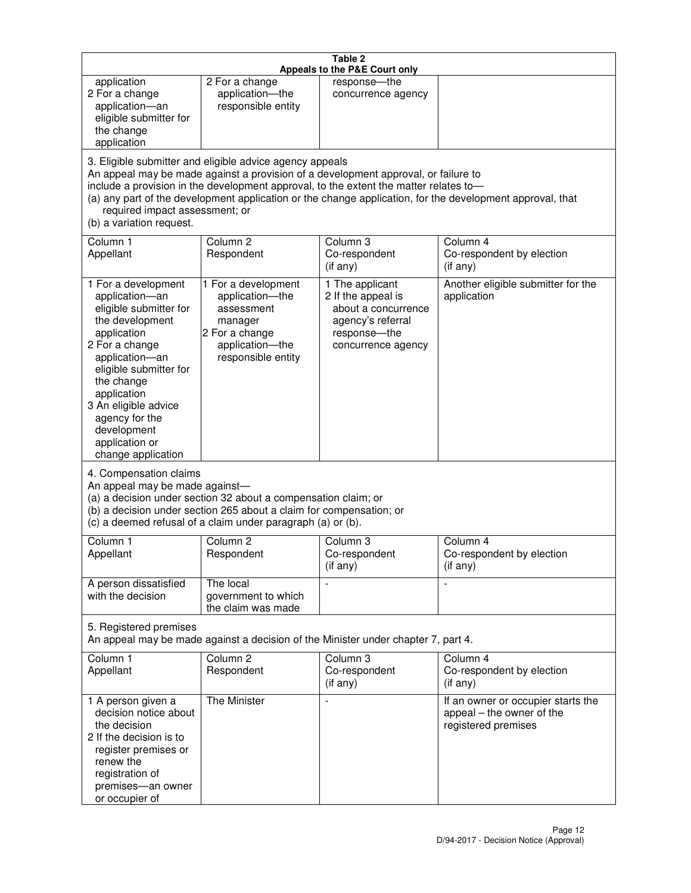**Table 2**
**Appeals to the P&E Court only**

| | | | |
|---|---|---|---|
| application<br>2 For a change application—an eligible submitter for the change application | 2 For a change application—the responsible entity | response—the concurrence agency | |

3. Eligible submitter and eligible advice agency appeals

An appeal may be made against a provision of a development approval, or failure to include a provision in the development approval, to the extent the matter relates to—
(a) any part of the development application or the change application, for the development approval, that required impact assessment; or
(b) a variation request.

| Column 1<br>Appellant | Column 2<br>Respondent | Column 3<br>Co-respondent<br>(if any) | Column 4<br>Co-respondent by election<br>(if any) |
|---|---|---|---|
| 1 For a development application—an eligible submitter for the development application<br>2 For a change application—an eligible submitter for the change application<br>3 An eligible advice agency for the development application or change application | 1 For a development application—the assessment manager<br>2 For a change application—the responsible entity | 1 The applicant<br>2 If the appeal is about a concurrence agency's referral response—the concurrence agency | Another eligible submitter for the application |

4. Compensation claims

An appeal may be made against—
(a) a decision under section 32 about a compensation claim; or
(b) a decision under section 265 about a claim for compensation; or
(c) a deemed refusal of a claim under paragraph (a) or (b).

| Column 1<br>Appellant | Column 2<br>Respondent | Column 3<br>Co-respondent<br>(if any) | Column 4<br>Co-respondent by election<br>(if any) |
|---|---|---|---|
| A person dissatisfied with the decision | The local government to which the claim was made | - | - |

5. Registered premises

An appeal may be made against a decision of the Minister under chapter 7, part 4.

| Column 1<br>Appellant | Column 2<br>Respondent | Column 3<br>Co-respondent<br>(if any) | Column 4<br>Co-respondent by election<br>(if any) |
|---|---|---|---|
| 1 A person given a decision notice about the decision<br>2 If the decision is to register premises or renew the registration of premises—an owner or occupier of | The Minister | - | If an owner or occupier starts the appeal – the owner of the registered premises |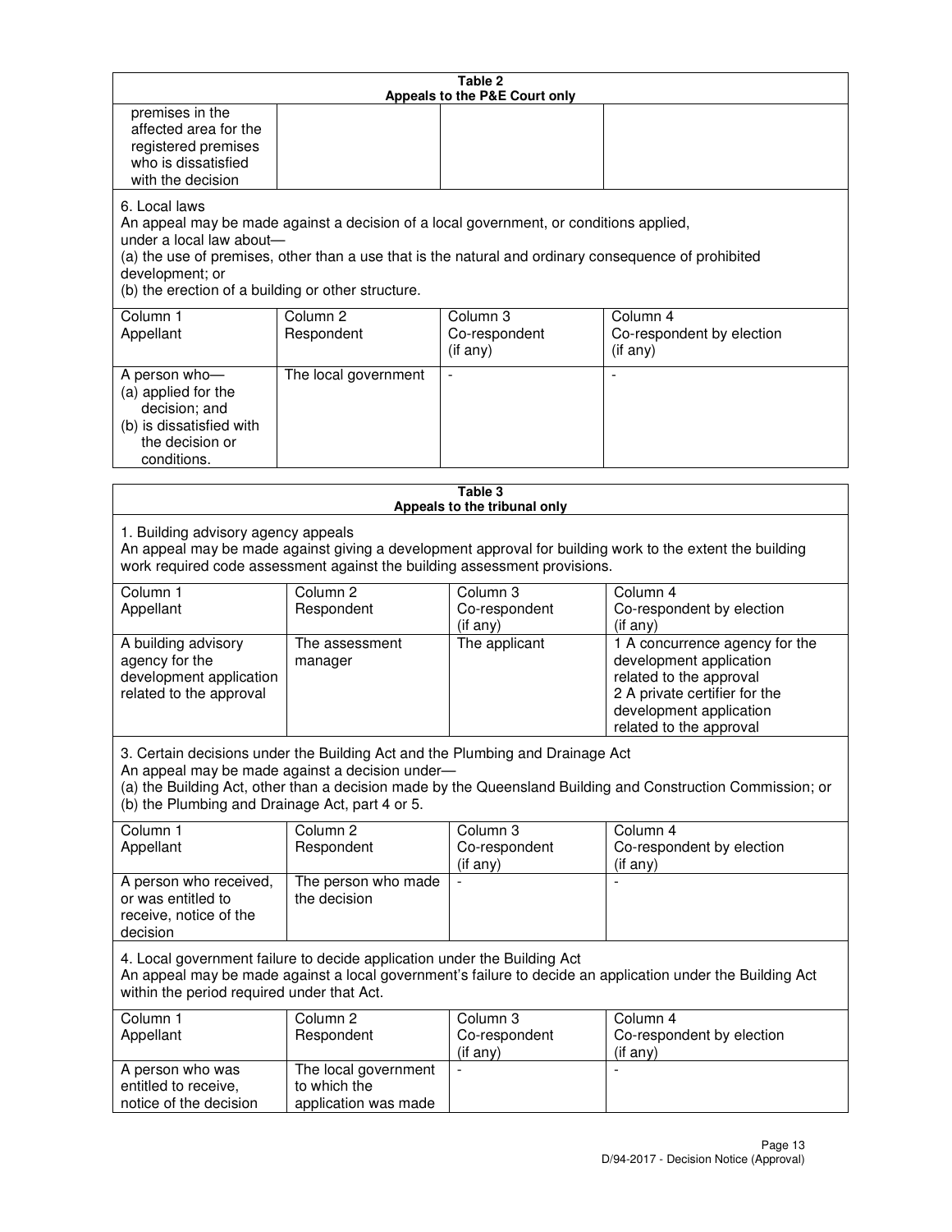**Table 2**
**Appeals to the P&E Court only**

| | | | |
|---|---|---|---|
| premises in the affected area for the registered premises who is dissatisfied with the decision | | | |

6. Local laws
An appeal may be made against a decision of a local government, or conditions applied, under a local law about—
(a) the use of premises, other than a use that is the natural and ordinary consequence of prohibited development; or
(b) the erection of a building or other structure.

| Column 1 Appellant | Column 2 Respondent | Column 3 Co-respondent (if any) | Column 4 Co-respondent by election (if any) |
|---|---|---|---|
| A person who— (a) applied for the decision; and (b) is dissatisfied with the decision or conditions. | The local government | - | - |

**Table 3**
**Appeals to the tribunal only**

1. Building advisory agency appeals
An appeal may be made against giving a development approval for building work to the extent the building work required code assessment against the building assessment provisions.

| Column 1 Appellant | Column 2 Respondent | Column 3 Co-respondent (if any) | Column 4 Co-respondent by election (if any) |
|---|---|---|---|
| A building advisory agency for the development application related to the approval | The assessment manager | The applicant | 1 A concurrence agency for the development application related to the approval<br>2 A private certifier for the development application related to the approval |

3. Certain decisions under the Building Act and the Plumbing and Drainage Act
An appeal may be made against a decision under—
(a) the Building Act, other than a decision made by the Queensland Building and Construction Commission; or
(b) the Plumbing and Drainage Act, part 4 or 5.

| Column 1 Appellant | Column 2 Respondent | Column 3 Co-respondent (if any) | Column 4 Co-respondent by election (if any) |
|---|---|---|---|
| A person who received, or was entitled to receive, notice of the decision | The person who made the decision | - | - |

4. Local government failure to decide application under the Building Act
An appeal may be made against a local government's failure to decide an application under the Building Act within the period required under that Act.

| Column 1 Appellant | Column 2 Respondent | Column 3 Co-respondent (if any) | Column 4 Co-respondent by election (if any) |
|---|---|---|---|
| A person who was entitled to receive, notice of the decision | The local government to which the application was made | - | - |